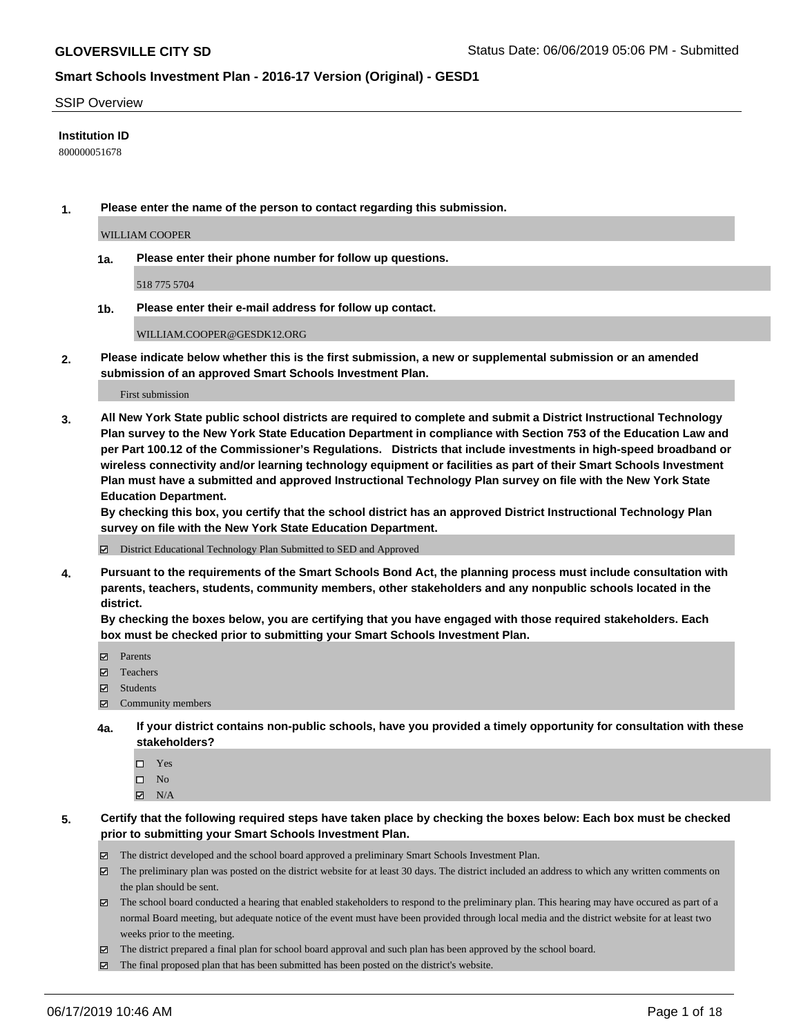**GLOVERSVILLE CITY SD**

Status Date: 06/06/2019 05:06 PM - Submitted

**Smart Schools Investment Plan - 2016-17 Version (Original) - GESD1**

SSIP Overview

**Institution ID**

800000051678

**1. Please enter the name of the person to contact regarding this submission.**

WILLIAM COOPER

**1a. Please enter their phone number for follow up questions.**

518 775 5704

**1b. Please enter their e-mail address for follow up contact.**

WILLIAM.COOPER@GESDK12.ORG

**2. Please indicate below whether this is the first submission, a new or supplemental submission or an amended submission of an approved Smart Schools Investment Plan.**

First submission

**3. All New York State public school districts are required to complete and submit a District Instructional Technology Plan survey to the New York State Education Department in compliance with Section 753 of the Education Law and per Part 100.12 of the Commissioner's Regulations. Districts that include investments in high-speed broadband or wireless connectivity and/or learning technology equipment or facilities as part of their Smart Schools Investment Plan must have a submitted and approved Instructional Technology Plan survey on file with the New York State Education Department.**
**By checking this box, you certify that the school district has an approved District Instructional Technology Plan survey on file with the New York State Education Department.**

- [x] District Educational Technology Plan Submitted to SED and Approved

**4. Pursuant to the requirements of the Smart Schools Bond Act, the planning process must include consultation with parents, teachers, students, community members, other stakeholders and any nonpublic schools located in the district.**
**By checking the boxes below, you are certifying that you have engaged with those required stakeholders. Each box must be checked prior to submitting your Smart Schools Investment Plan.**

- [x] Parents
- [x] Teachers
- [x] Students
- [x] Community members

**4a. If your district contains non-public schools, have you provided a timely opportunity for consultation with these stakeholders?**

- [ ] Yes
- [ ] No
- [x] N/A

**5. Certify that the following required steps have taken place by checking the boxes below: Each box must be checked prior to submitting your Smart Schools Investment Plan.**

- [x] The district developed and the school board approved a preliminary Smart Schools Investment Plan.
- [x] The preliminary plan was posted on the district website for at least 30 days. The district included an address to which any written comments on the plan should be sent.
- [x] The school board conducted a hearing that enabled stakeholders to respond to the preliminary plan. This hearing may have occured as part of a normal Board meeting, but adequate notice of the event must have been provided through local media and the district website for at least two weeks prior to the meeting.
- [x] The district prepared a final plan for school board approval and such plan has been approved by the school board.
- [x] The final proposed plan that has been submitted has been posted on the district's website.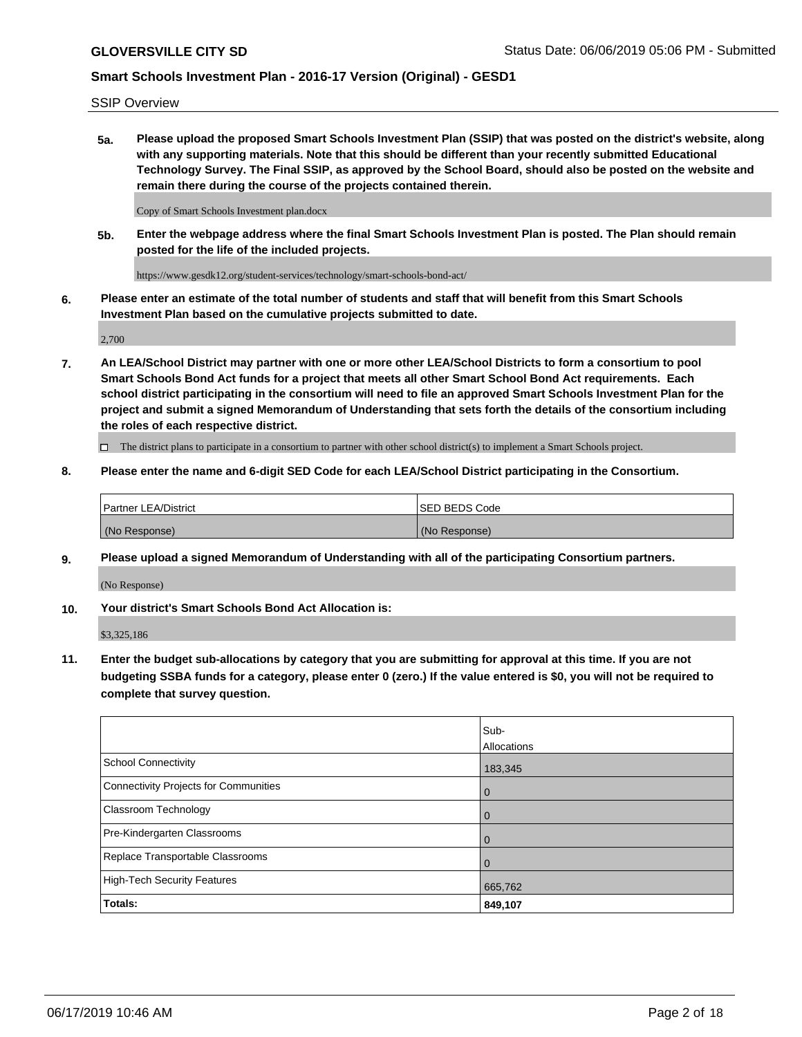SSIP Overview

**5a. Please upload the proposed Smart Schools Investment Plan (SSIP) that was posted on the district's website, along with any supporting materials. Note that this should be different than your recently submitted Educational Technology Survey. The Final SSIP, as approved by the School Board, should also be posted on the website and remain there during the course of the projects contained therein.**

Copy of Smart Schools Investment plan.docx

**5b. Enter the webpage address where the final Smart Schools Investment Plan is posted. The Plan should remain posted for the life of the included projects.**

https://www.gesdk12.org/student-services/technology/smart-schools-bond-act/

**6. Please enter an estimate of the total number of students and staff that will benefit from this Smart Schools Investment Plan based on the cumulative projects submitted to date.**

2,700

**7. An LEA/School District may partner with one or more other LEA/School Districts to form a consortium to pool Smart Schools Bond Act funds for a project that meets all other Smart School Bond Act requirements. Each school district participating in the consortium will need to file an approved Smart Schools Investment Plan for the project and submit a signed Memorandum of Understanding that sets forth the details of the consortium including the roles of each respective district.**

☐ The district plans to participate in a consortium to partner with other school district(s) to implement a Smart Schools project.

**8. Please enter the name and 6-digit SED Code for each LEA/School District participating in the Consortium.**

| Partner LEA/District | SED BEDS Code |
|---|---|
| (No Response) | (No Response) |

**9. Please upload a signed Memorandum of Understanding with all of the participating Consortium partners.**

(No Response)

**10. Your district's Smart Schools Bond Act Allocation is:**

$3,325,186

**11. Enter the budget sub-allocations by category that you are submitting for approval at this time. If you are not budgeting SSBA funds for a category, please enter 0 (zero.) If the value entered is $0, you will not be required to complete that survey question.**

| | Sub-Allocations |
|---|---|
| School Connectivity | 183,345 |
| Connectivity Projects for Communities | 0 |
| Classroom Technology | 0 |
| Pre-Kindergarten Classrooms | 0 |
| Replace Transportable Classrooms | 0 |
| High-Tech Security Features | 665,762 |
| **Totals:** | **849,107** |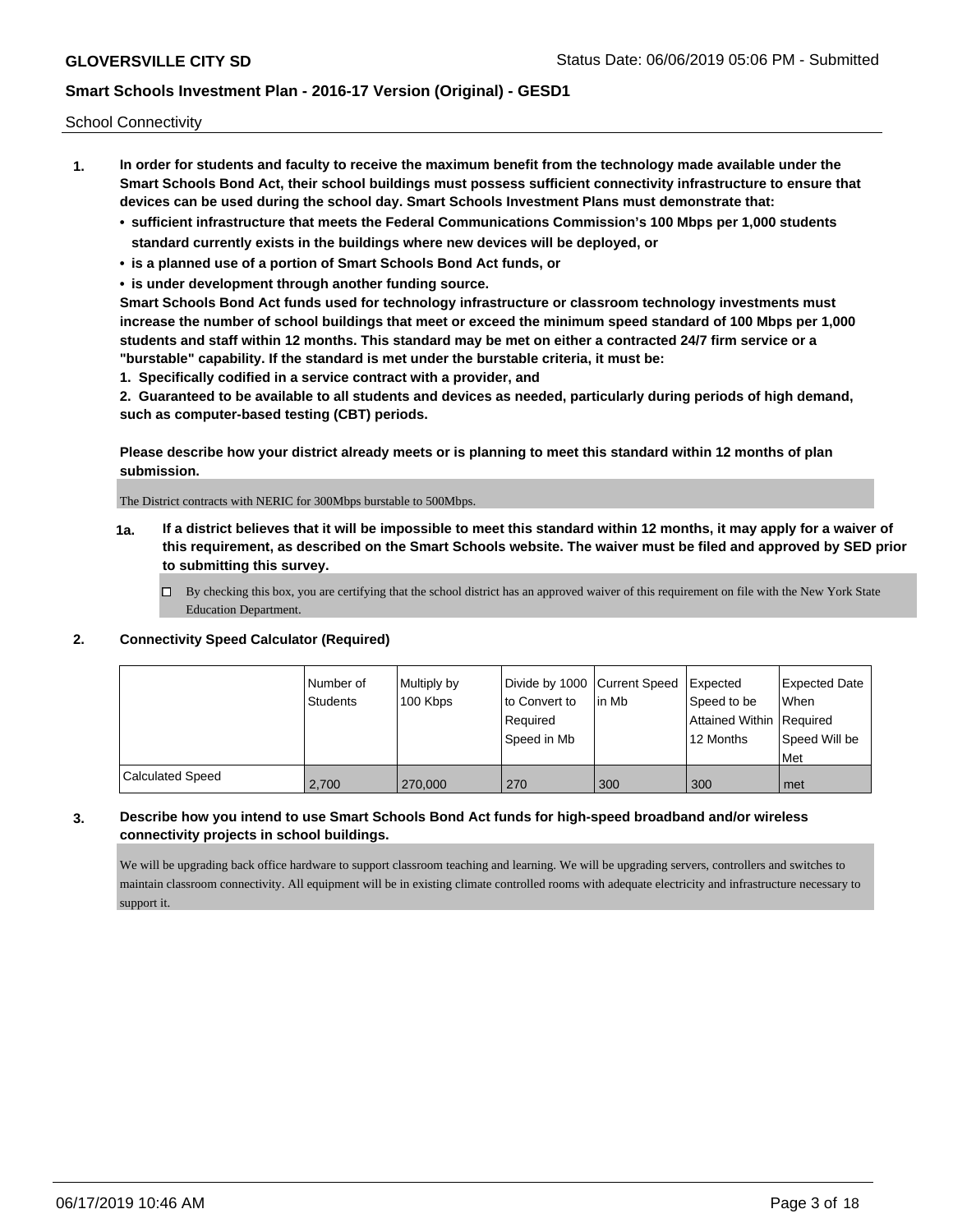School Connectivity

1. **In order for students and faculty to receive the maximum benefit from the technology made available under the Smart Schools Bond Act, their school buildings must possess sufficient connectivity infrastructure to ensure that devices can be used during the school day. Smart Schools Investment Plans must demonstrate that:**
   - **sufficient infrastructure that meets the Federal Communications Commission's 100 Mbps per 1,000 students standard currently exists in the buildings where new devices will be deployed, or**
   - **is a planned use of a portion of Smart Schools Bond Act funds, or**
   - **is under development through another funding source.**

   **Smart Schools Bond Act funds used for technology infrastructure or classroom technology investments must increase the number of school buildings that meet or exceed the minimum speed standard of 100 Mbps per 1,000 students and staff within 12 months. This standard may be met on either a contracted 24/7 firm service or a "burstable" capability. If the standard is met under the burstable criteria, it must be:**

   **1. Specifically codified in a service contract with a provider, and**

   **2. Guaranteed to be available to all students and devices as needed, particularly during periods of high demand, such as computer-based testing (CBT) periods.**

   **Please describe how your district already meets or is planning to meet this standard within 12 months of plan submission.**

   The District contracts with NERIC for 300Mbps burstable to 500Mbps.

   **1a. If a district believes that it will be impossible to meet this standard within 12 months, it may apply for a waiver of this requirement, as described on the Smart Schools website. The waiver must be filed and approved by SED prior to submitting this survey.**

   ☐ By checking this box, you are certifying that the school district has an approved waiver of this requirement on file with the New York State Education Department.

2. **Connectivity Speed Calculator (Required)**

| | Number of Students | Multiply by 100 Kbps | Divide by 1000 to Convert to Required Speed in Mb | Current Speed in Mb | Expected Speed to be Attained Within 12 Months | Expected Date When Required Speed Will be Met |
|---|---|---|---|---|---|---|
| Calculated Speed | 2,700 | 270,000 | 270 | 300 | 300 | met |

3. **Describe how you intend to use Smart Schools Bond Act funds for high-speed broadband and/or wireless connectivity projects in school buildings.**

   We will be upgrading back office hardware to support classroom teaching and learning. We will be upgrading servers, controllers and switches to maintain classroom connectivity. All equipment will be in existing climate controlled rooms with adequate electricity and infrastructure necessary to support it.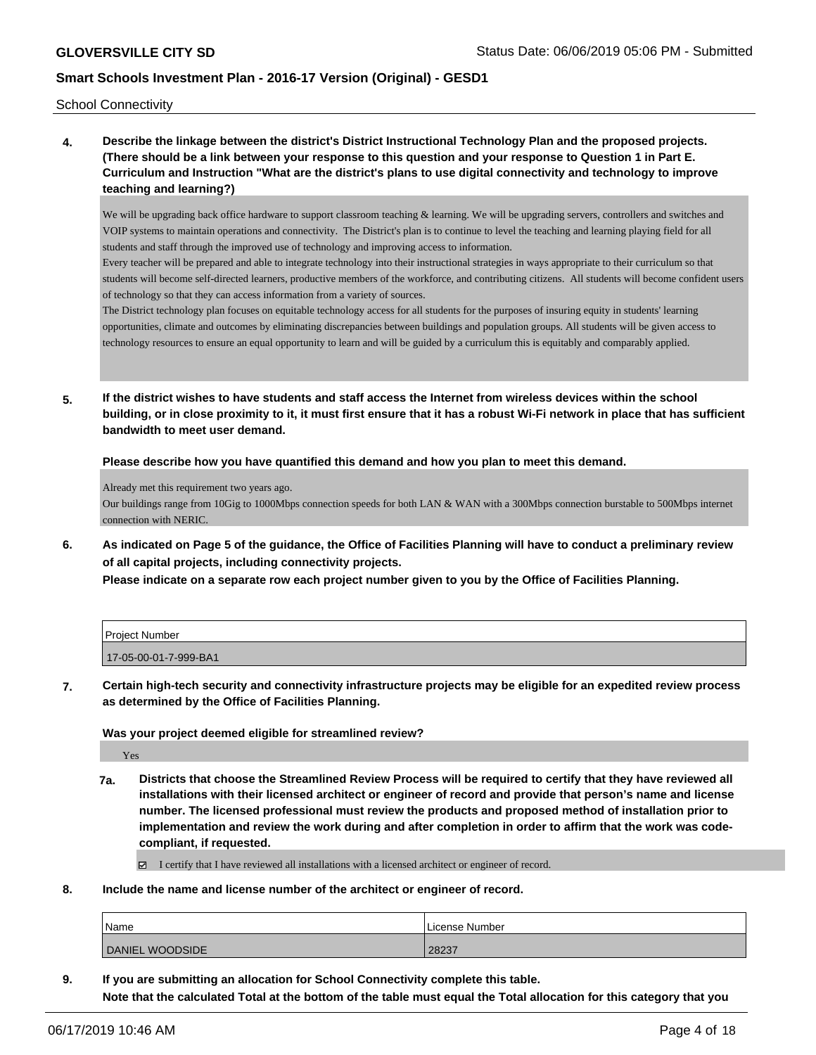School Connectivity

**4. Describe the linkage between the district's District Instructional Technology Plan and the proposed projects. (There should be a link between your response to this question and your response to Question 1 in Part E. Curriculum and Instruction "What are the district's plans to use digital connectivity and technology to improve teaching and learning?)**

We will be upgrading back office hardware to support classroom teaching & learning. We will be upgrading servers, controllers and switches and VOIP systems to maintain operations and connectivity. The District's plan is to continue to level the teaching and learning playing field for all students and staff through the improved use of technology and improving access to information.
Every teacher will be prepared and able to integrate technology into their instructional strategies in ways appropriate to their curriculum so that students will become self-directed learners, productive members of the workforce, and contributing citizens. All students will become confident users of technology so that they can access information from a variety of sources.
The District technology plan focuses on equitable technology access for all students for the purposes of insuring equity in students' learning opportunities, climate and outcomes by eliminating discrepancies between buildings and population groups. All students will be given access to technology resources to ensure an equal opportunity to learn and will be guided by a curriculum this is equitably and comparably applied.

**5. If the district wishes to have students and staff access the Internet from wireless devices within the school building, or in close proximity to it, it must first ensure that it has a robust Wi-Fi network in place that has sufficient bandwidth to meet user demand.**

**Please describe how you have quantified this demand and how you plan to meet this demand.**

Already met this requirement two years ago.
Our buildings range from 10Gig to 1000Mbps connection speeds for both LAN & WAN with a 300Mbps connection burstable to 500Mbps internet connection with NERIC.

**6. As indicated on Page 5 of the guidance, the Office of Facilities Planning will have to conduct a preliminary review of all capital projects, including connectivity projects.**
**Please indicate on a separate row each project number given to you by the Office of Facilities Planning.**

| Project Number |
|---|
| 17-05-00-01-7-999-BA1 |

**7. Certain high-tech security and connectivity infrastructure projects may be eligible for an expedited review process as determined by the Office of Facilities Planning.**

**Was your project deemed eligible for streamlined review?**

Yes

**7a. Districts that choose the Streamlined Review Process will be required to certify that they have reviewed all installations with their licensed architect or engineer of record and provide that person's name and license number. The licensed professional must review the products and proposed method of installation prior to implementation and review the work during and after completion in order to affirm that the work was code-compliant, if requested.**

☑ I certify that I have reviewed all installations with a licensed architect or engineer of record.

**8. Include the name and license number of the architect or engineer of record.**

| Name | License Number |
|---|---|
| DANIEL WOODSIDE | 28237 |

**9. If you are submitting an allocation for School Connectivity complete this table.**
**Note that the calculated Total at the bottom of the table must equal the Total allocation for this category that you**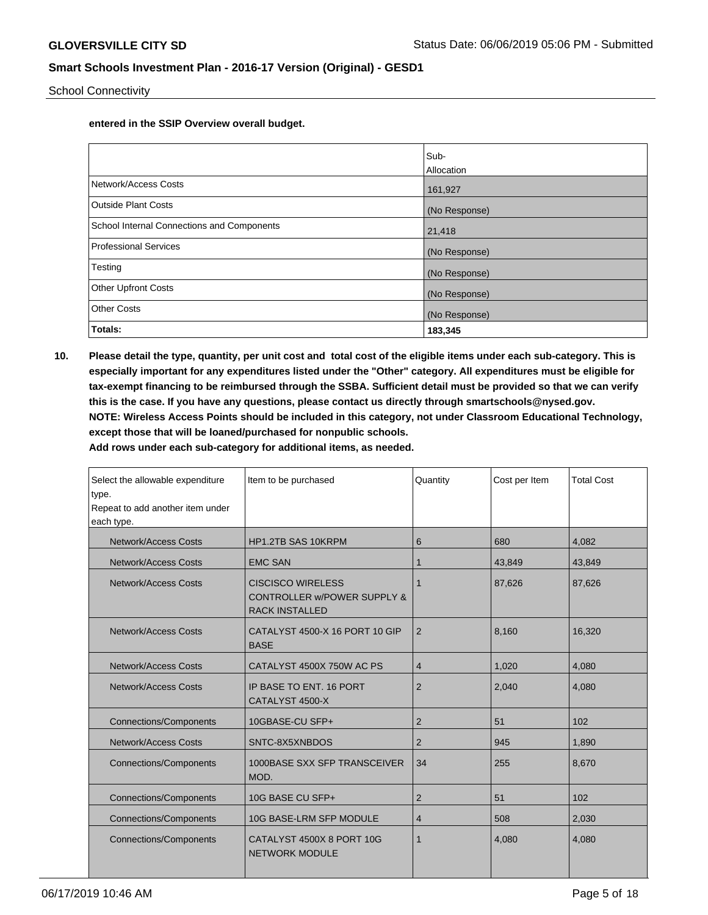**entered in the SSIP Overview overall budget.**

| | Sub-Allocation |
|---|---|
| Network/Access Costs | 161,927 |
| Outside Plant Costs | (No Response) |
| School Internal Connections and Components | 21,418 |
| Professional Services | (No Response) |
| Testing | (No Response) |
| Other Upfront Costs | (No Response) |
| Other Costs | (No Response) |
| **Totals:** | **183,345** |

**10. Please detail the type, quantity, per unit cost and total cost of the eligible items under each sub-category. This is especially important for any expenditures listed under the "Other" category. All expenditures must be eligible for tax-exempt financing to be reimbursed through the SSBA. Sufficient detail must be provided so that we can verify this is the case. If you have any questions, please contact us directly through smartschools@nysed.gov.**
**NOTE: Wireless Access Points should be included in this category, not under Classroom Educational Technology, except those that will be loaned/purchased for nonpublic schools.**
**Add rows under each sub-category for additional items, as needed.**

| Select the allowable expenditure type. Repeat to add another item under each type. | Item to be purchased | Quantity | Cost per Item | Total Cost |
|---|---|---|---|---|
| Network/Access Costs | HP1.2TB SAS 10KRPM | 6 | 680 | 4,082 |
| Network/Access Costs | EMC SAN | 1 | 43,849 | 43,849 |
| Network/Access Costs | CISCISCO WIRELESS CONTROLLER w/POWER SUPPLY & RACK INSTALLED | 1 | 87,626 | 87,626 |
| Network/Access Costs | CATALYST 4500-X 16 PORT 10 GIP BASE | 2 | 8,160 | 16,320 |
| Network/Access Costs | CATALYST 4500X 750W AC PS | 4 | 1,020 | 4,080 |
| Network/Access Costs | IP BASE TO ENT. 16 PORT CATALYST 4500-X | 2 | 2,040 | 4,080 |
| Connections/Components | 10GBASE-CU SFP+ | 2 | 51 | 102 |
| Network/Access Costs | SNTC-8X5XNBDOS | 2 | 945 | 1,890 |
| Connections/Components | 1000BASE SXX SFP TRANSCEIVER MOD. | 34 | 255 | 8,670 |
| Connections/Components | 10G BASE CU SFP+ | 2 | 51 | 102 |
| Connections/Components | 10G BASE-LRM SFP MODULE | 4 | 508 | 2,030 |
| Connections/Components | CATALYST 4500X 8 PORT 10G NETWORK MODULE | 1 | 4,080 | 4,080 |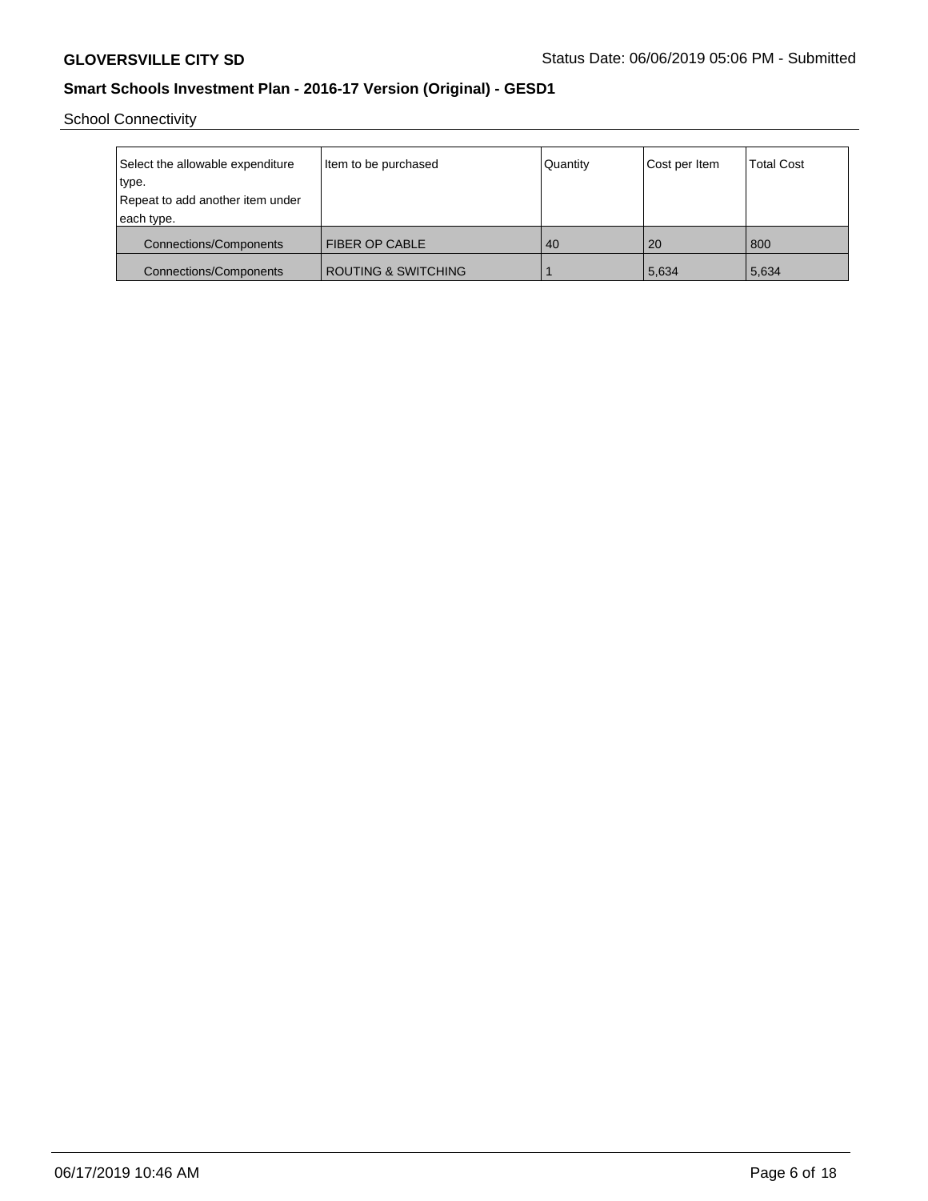School Connectivity

| Select the allowable expenditure type. Repeat to add another item under each type. | Item to be purchased | Quantity | Cost per Item | Total Cost |
|---|---|---|---|---|
| Connections/Components | FIBER OP CABLE | 40 | 20 | 800 |
| Connections/Components | ROUTING & SWITCHING | 1 | 5,634 | 5,634 |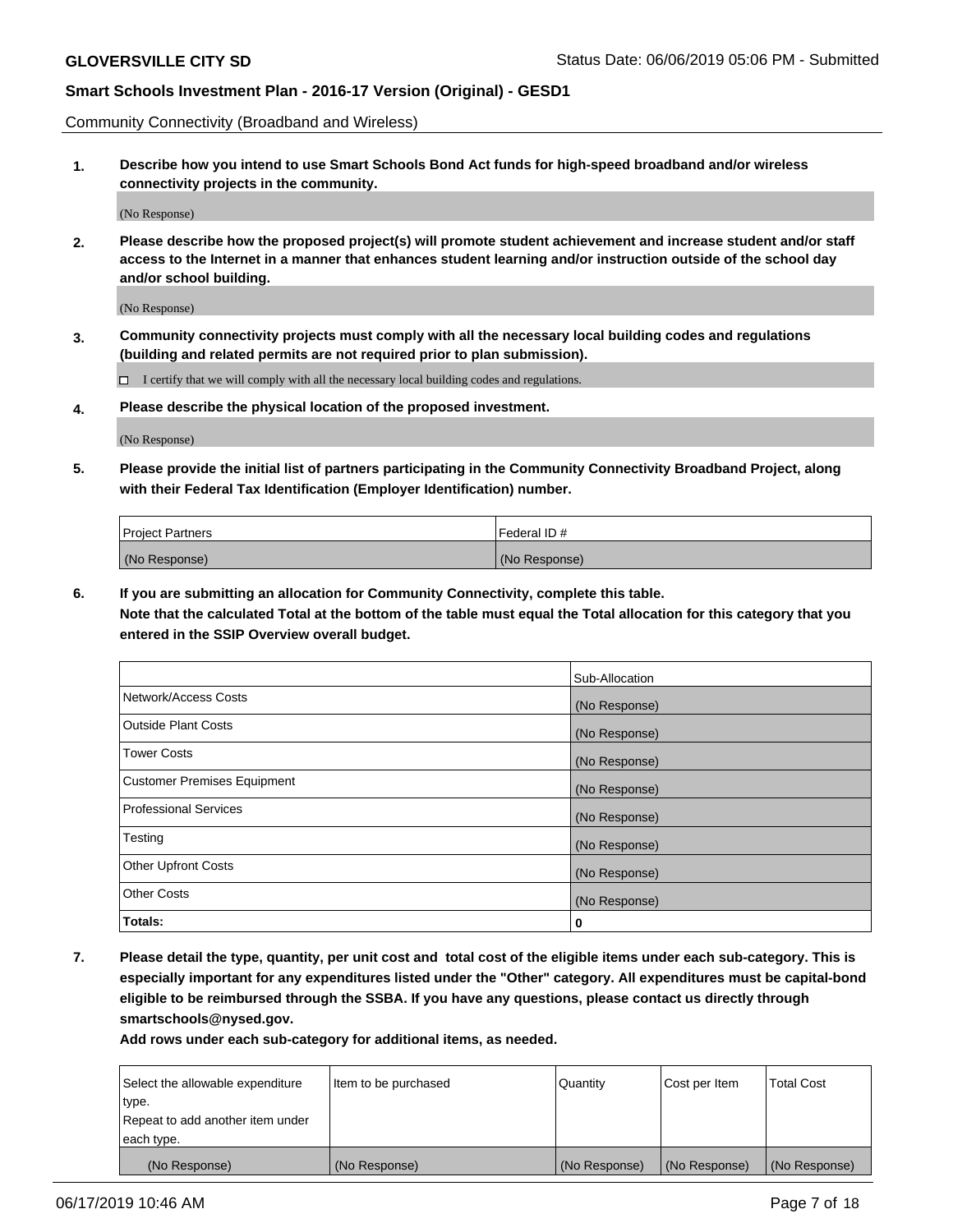Community Connectivity (Broadband and Wireless)

**1. Describe how you intend to use Smart Schools Bond Act funds for high-speed broadband and/or wireless connectivity projects in the community.**

(No Response)

**2. Please describe how the proposed project(s) will promote student achievement and increase student and/or staff access to the Internet in a manner that enhances student learning and/or instruction outside of the school day and/or school building.**

(No Response)

**3. Community connectivity projects must comply with all the necessary local building codes and regulations (building and related permits are not required prior to plan submission).**

☐ I certify that we will comply with all the necessary local building codes and regulations.

**4. Please describe the physical location of the proposed investment.**

(No Response)

**5. Please provide the initial list of partners participating in the Community Connectivity Broadband Project, along with their Federal Tax Identification (Employer Identification) number.**

| Project Partners | Federal ID # |
|---|---|
| (No Response) | (No Response) |

**6. If you are submitting an allocation for Community Connectivity, complete this table.**
**Note that the calculated Total at the bottom of the table must equal the Total allocation for this category that you entered in the SSIP Overview overall budget.**

| | Sub-Allocation |
|---|---|
| Network/Access Costs | (No Response) |
| Outside Plant Costs | (No Response) |
| Tower Costs | (No Response) |
| Customer Premises Equipment | (No Response) |
| Professional Services | (No Response) |
| Testing | (No Response) |
| Other Upfront Costs | (No Response) |
| Other Costs | (No Response) |
| **Totals:** | **0** |

**7. Please detail the type, quantity, per unit cost and total cost of the eligible items under each sub-category. This is especially important for any expenditures listed under the "Other" category. All expenditures must be capital-bond eligible to be reimbursed through the SSBA. If you have any questions, please contact us directly through smartschools@nysed.gov.**

**Add rows under each sub-category for additional items, as needed.**

| Select the allowable expenditure type. Repeat to add another item under each type. | Item to be purchased | Quantity | Cost per Item | Total Cost |
|---|---|---|---|---|
| (No Response) | (No Response) | (No Response) | (No Response) | (No Response) |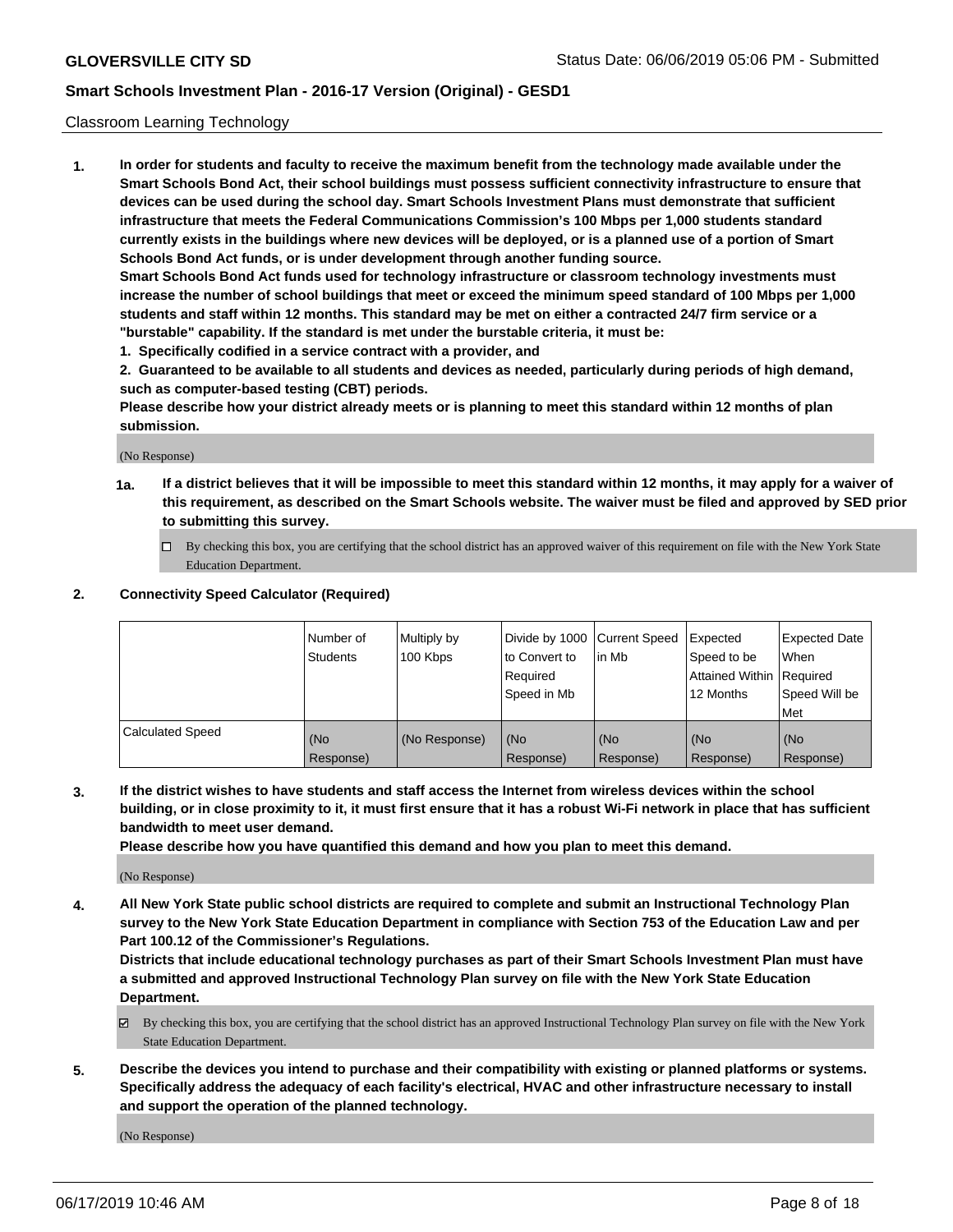Classroom Learning Technology

**1. In order for students and faculty to receive the maximum benefit from the technology made available under the Smart Schools Bond Act, their school buildings must possess sufficient connectivity infrastructure to ensure that devices can be used during the school day. Smart Schools Investment Plans must demonstrate that sufficient infrastructure that meets the Federal Communications Commission's 100 Mbps per 1,000 students standard currently exists in the buildings where new devices will be deployed, or is a planned use of a portion of Smart Schools Bond Act funds, or is under development through another funding source.**

**Smart Schools Bond Act funds used for technology infrastructure or classroom technology investments must increase the number of school buildings that meet or exceed the minimum speed standard of 100 Mbps per 1,000 students and staff within 12 months. This standard may be met on either a contracted 24/7 firm service or a "burstable" capability. If the standard is met under the burstable criteria, it must be:**

**1. Specifically codified in a service contract with a provider, and**

**2. Guaranteed to be available to all students and devices as needed, particularly during periods of high demand, such as computer-based testing (CBT) periods.**

**Please describe how your district already meets or is planning to meet this standard within 12 months of plan submission.**

(No Response)

**1a. If a district believes that it will be impossible to meet this standard within 12 months, it may apply for a waiver of this requirement, as described on the Smart Schools website. The waiver must be filed and approved by SED prior to submitting this survey.**

☐ By checking this box, you are certifying that the school district has an approved waiver of this requirement on file with the New York State Education Department.

**2. Connectivity Speed Calculator (Required)**

| | Number of Students | Multiply by 100 Kbps | Divide by 1000 to Convert to Required Speed in Mb | Current Speed in Mb | Expected Speed to be Attained Within 12 Months | Expected Date When Required Speed Will be Met |
|---|---|---|---|---|---|---|
| Calculated Speed | (No Response) | (No Response) | (No Response) | (No Response) | (No Response) | (No Response) |

**3. If the district wishes to have students and staff access the Internet from wireless devices within the school building, or in close proximity to it, it must first ensure that it has a robust Wi-Fi network in place that has sufficient bandwidth to meet user demand.**

**Please describe how you have quantified this demand and how you plan to meet this demand.**

(No Response)

**4. All New York State public school districts are required to complete and submit an Instructional Technology Plan survey to the New York State Education Department in compliance with Section 753 of the Education Law and per Part 100.12 of the Commissioner's Regulations.**

**Districts that include educational technology purchases as part of their Smart Schools Investment Plan must have a submitted and approved Instructional Technology Plan survey on file with the New York State Education Department.**

☑ By checking this box, you are certifying that the school district has an approved Instructional Technology Plan survey on file with the New York State Education Department.

**5. Describe the devices you intend to purchase and their compatibility with existing or planned platforms or systems. Specifically address the adequacy of each facility's electrical, HVAC and other infrastructure necessary to install and support the operation of the planned technology.**

(No Response)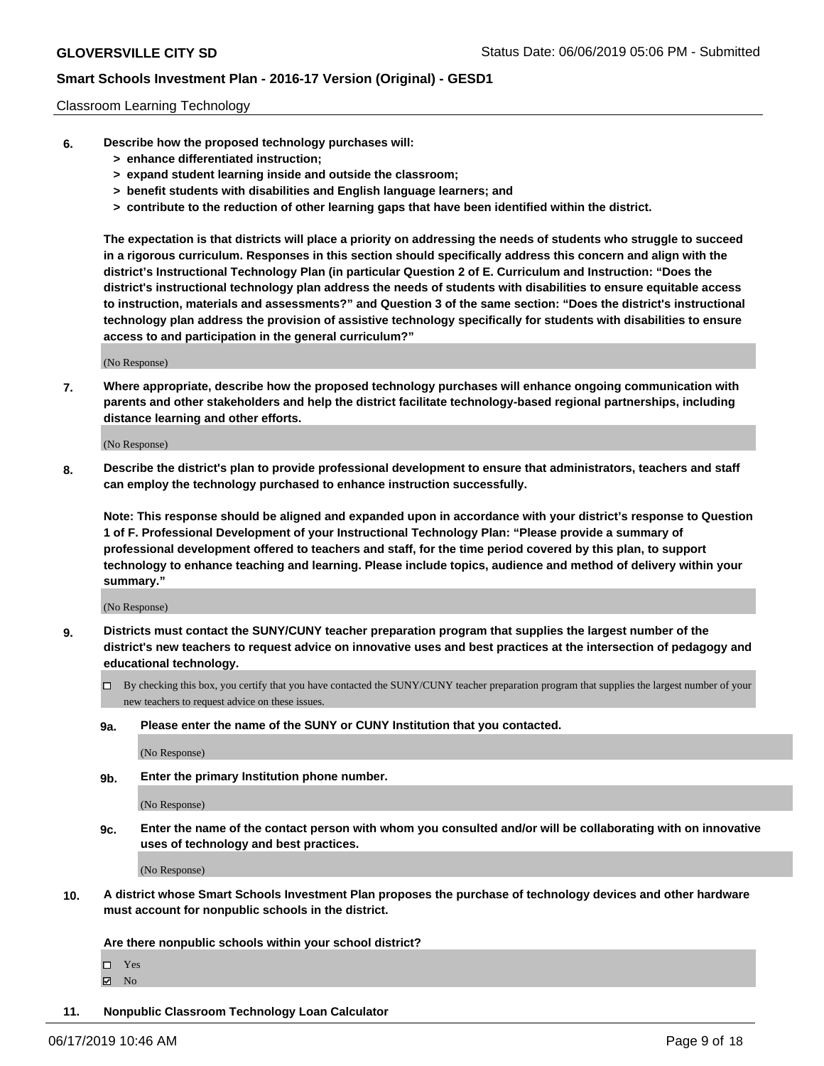Classroom Learning Technology

**6. Describe how the proposed technology purchases will:**
**> enhance differentiated instruction;**
**> expand student learning inside and outside the classroom;**
**> benefit students with disabilities and English language learners; and**
**> contribute to the reduction of other learning gaps that have been identified within the district.**

**The expectation is that districts will place a priority on addressing the needs of students who struggle to succeed in a rigorous curriculum. Responses in this section should specifically address this concern and align with the district's Instructional Technology Plan (in particular Question 2 of E. Curriculum and Instruction: "Does the district's instructional technology plan address the needs of students with disabilities to ensure equitable access to instruction, materials and assessments?" and Question 3 of the same section: "Does the district's instructional technology plan address the provision of assistive technology specifically for students with disabilities to ensure access to and participation in the general curriculum?"**

(No Response)

**7. Where appropriate, describe how the proposed technology purchases will enhance ongoing communication with parents and other stakeholders and help the district facilitate technology-based regional partnerships, including distance learning and other efforts.**

(No Response)

**8. Describe the district's plan to provide professional development to ensure that administrators, teachers and staff can employ the technology purchased to enhance instruction successfully.**

**Note: This response should be aligned and expanded upon in accordance with your district's response to Question 1 of F. Professional Development of your Instructional Technology Plan: "Please provide a summary of professional development offered to teachers and staff, for the time period covered by this plan, to support technology to enhance teaching and learning. Please include topics, audience and method of delivery within your summary."**

(No Response)

**9. Districts must contact the SUNY/CUNY teacher preparation program that supplies the largest number of the district's new teachers to request advice on innovative uses and best practices at the intersection of pedagogy and educational technology.**

☐ By checking this box, you certify that you have contacted the SUNY/CUNY teacher preparation program that supplies the largest number of your new teachers to request advice on these issues.

**9a. Please enter the name of the SUNY or CUNY Institution that you contacted.**

(No Response)

**9b. Enter the primary Institution phone number.**

(No Response)

**9c. Enter the name of the contact person with whom you consulted and/or will be collaborating with on innovative uses of technology and best practices.**

(No Response)

**10. A district whose Smart Schools Investment Plan proposes the purchase of technology devices and other hardware must account for nonpublic schools in the district.**

**Are there nonpublic schools within your school district?**

☐ Yes
☑ No

**11. Nonpublic Classroom Technology Loan Calculator**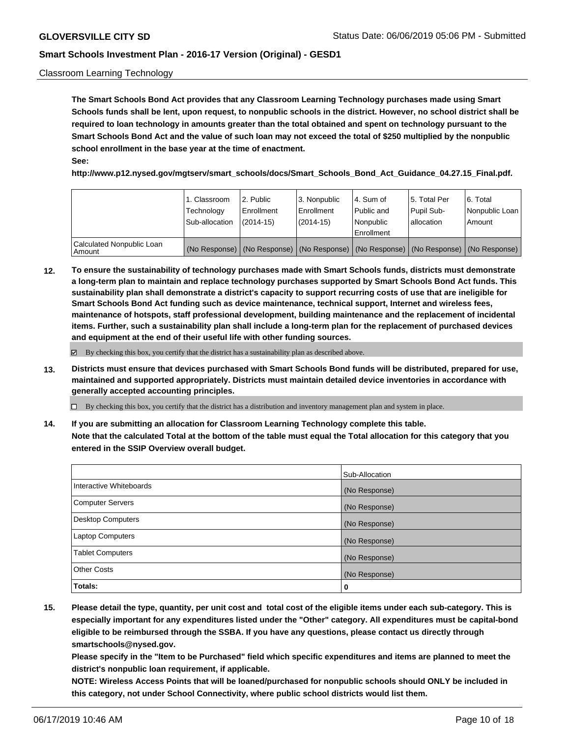Classroom Learning Technology

**The Smart Schools Bond Act provides that any Classroom Learning Technology purchases made using Smart Schools funds shall be lent, upon request, to nonpublic schools in the district. However, no school district shall be required to loan technology in amounts greater than the total obtained and spent on technology pursuant to the Smart Schools Bond Act and the value of such loan may not exceed the total of $250 multiplied by the nonpublic school enrollment in the base year at the time of enactment.**

**See:**

**http://www.p12.nysed.gov/mgtserv/smart_schools/docs/Smart_Schools_Bond_Act_Guidance_04.27.15_Final.pdf.**

| | 1. Classroom Technology Sub-allocation | 2. Public Enrollment (2014-15) | 3. Nonpublic Enrollment (2014-15) | 4. Sum of Public and Nonpublic Enrollment | 5. Total Per Pupil Sub-allocation | 6. Total Nonpublic Loan Amount |
|---|---|---|---|---|---|---|
| Calculated Nonpublic Loan Amount | (No Response) | (No Response) | (No Response) | (No Response) | (No Response) | (No Response) |

**12. To ensure the sustainability of technology purchases made with Smart Schools funds, districts must demonstrate a long-term plan to maintain and replace technology purchases supported by Smart Schools Bond Act funds. This sustainability plan shall demonstrate a district's capacity to support recurring costs of use that are ineligible for Smart Schools Bond Act funding such as device maintenance, technical support, Internet and wireless fees, maintenance of hotspots, staff professional development, building maintenance and the replacement of incidental items. Further, such a sustainability plan shall include a long-term plan for the replacement of purchased devices and equipment at the end of their useful life with other funding sources.**

☑ By checking this box, you certify that the district has a sustainability plan as described above.

**13. Districts must ensure that devices purchased with Smart Schools Bond funds will be distributed, prepared for use, maintained and supported appropriately. Districts must maintain detailed device inventories in accordance with generally accepted accounting principles.**

☐ By checking this box, you certify that the district has a distribution and inventory management plan and system in place.

**14. If you are submitting an allocation for Classroom Learning Technology complete this table. Note that the calculated Total at the bottom of the table must equal the Total allocation for this category that you entered in the SSIP Overview overall budget.**

| | Sub-Allocation |
|---|---|
| Interactive Whiteboards | (No Response) |
| Computer Servers | (No Response) |
| Desktop Computers | (No Response) |
| Laptop Computers | (No Response) |
| Tablet Computers | (No Response) |
| Other Costs | (No Response) |
| **Totals:** | **0** |

**15. Please detail the type, quantity, per unit cost and total cost of the eligible items under each sub-category. This is especially important for any expenditures listed under the "Other" category. All expenditures must be capital-bond eligible to be reimbursed through the SSBA. If you have any questions, please contact us directly through smartschools@nysed.gov.**

**Please specify in the "Item to be Purchased" field which specific expenditures and items are planned to meet the district's nonpublic loan requirement, if applicable.**

**NOTE: Wireless Access Points that will be loaned/purchased for nonpublic schools should ONLY be included in this category, not under School Connectivity, where public school districts would list them.**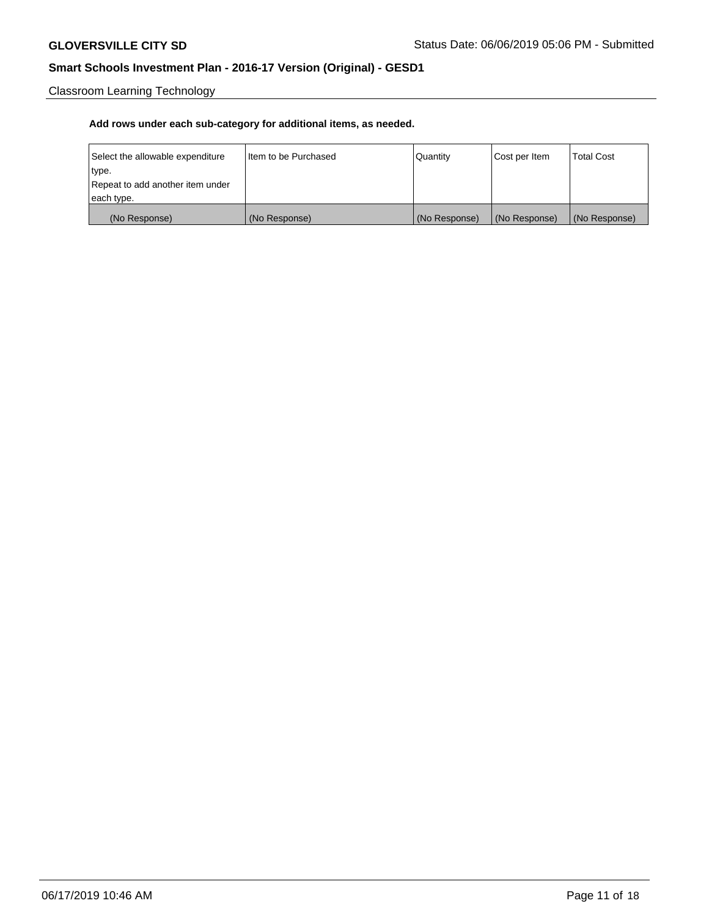Classroom Learning Technology

**Add rows under each sub-category for additional items, as needed.**

| Select the allowable expenditure type. Repeat to add another item under each type. | Item to be Purchased | Quantity | Cost per Item | Total Cost |
|---|---|---|---|---|
| (No Response) | (No Response) | (No Response) | (No Response) | (No Response) |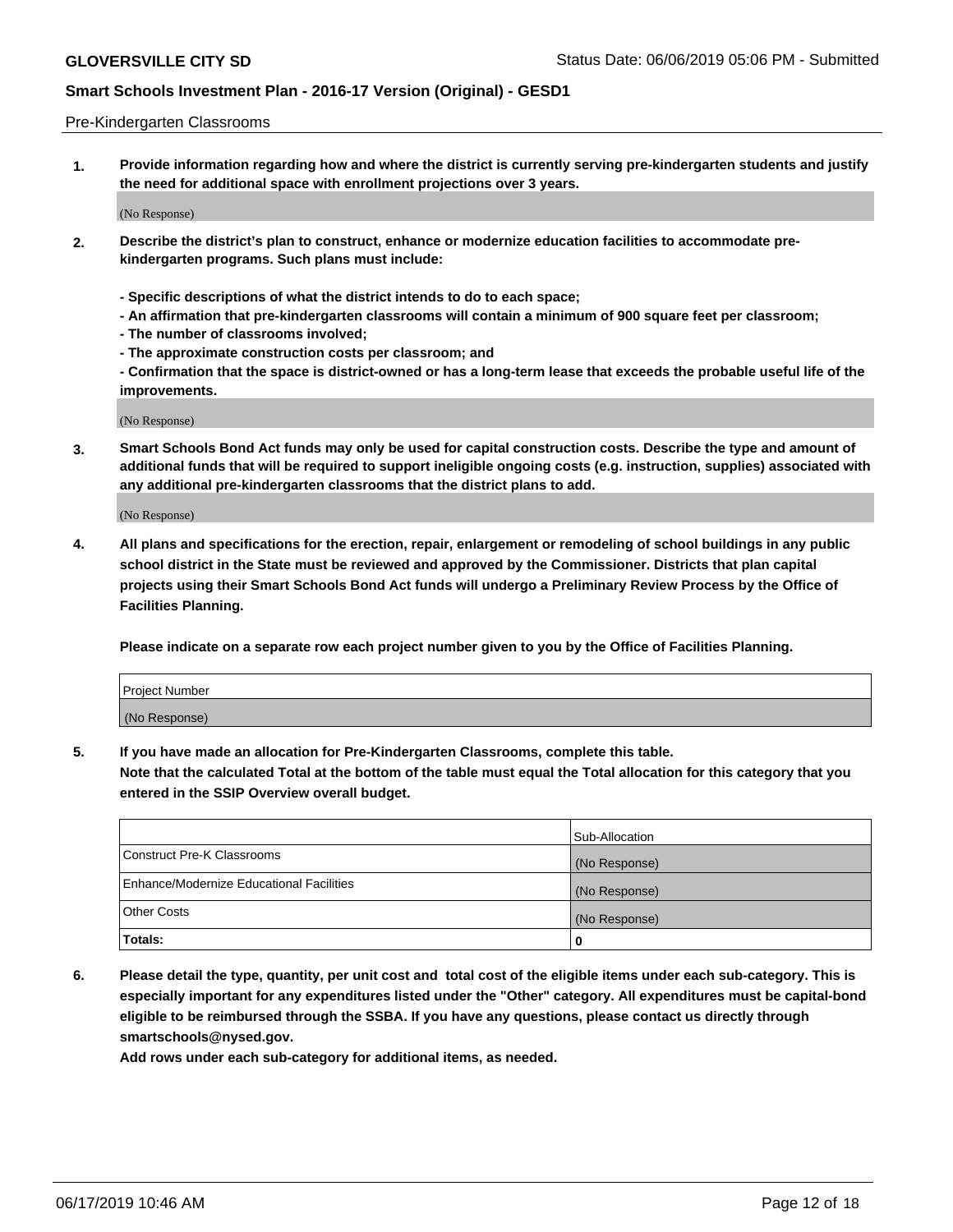Pre-Kindergarten Classrooms

1. **Provide information regarding how and where the district is currently serving pre-kindergarten students and justify the need for additional space with enrollment projections over 3 years.**

(No Response)

2. **Describe the district's plan to construct, enhance or modernize education facilities to accommodate pre-kindergarten programs. Such plans must include:**

   **- Specific descriptions of what the district intends to do to each space;**
   **- An affirmation that pre-kindergarten classrooms will contain a minimum of 900 square feet per classroom;**
   **- The number of classrooms involved;**
   **- The approximate construction costs per classroom; and**
   **- Confirmation that the space is district-owned or has a long-term lease that exceeds the probable useful life of the improvements.**

(No Response)

3. **Smart Schools Bond Act funds may only be used for capital construction costs. Describe the type and amount of additional funds that will be required to support ineligible ongoing costs (e.g. instruction, supplies) associated with any additional pre-kindergarten classrooms that the district plans to add.**

(No Response)

4. **All plans and specifications for the erection, repair, enlargement or remodeling of school buildings in any public school district in the State must be reviewed and approved by the Commissioner. Districts that plan capital projects using their Smart Schools Bond Act funds will undergo a Preliminary Review Process by the Office of Facilities Planning.**

   **Please indicate on a separate row each project number given to you by the Office of Facilities Planning.**

| Project Number |
|---|
| (No Response) |

5. **If you have made an allocation for Pre-Kindergarten Classrooms, complete this table.**
   **Note that the calculated Total at the bottom of the table must equal the Total allocation for this category that you entered in the SSIP Overview overall budget.**

| | Sub-Allocation |
|---|---|
| Construct Pre-K Classrooms | (No Response) |
| Enhance/Modernize Educational Facilities | (No Response) |
| Other Costs | (No Response) |
| **Totals:** | **0** |

6. **Please detail the type, quantity, per unit cost and total cost of the eligible items under each sub-category. This is especially important for any expenditures listed under the "Other" category. All expenditures must be capital-bond eligible to be reimbursed through the SSBA. If you have any questions, please contact us directly through smartschools@nysed.gov.**
   **Add rows under each sub-category for additional items, as needed.**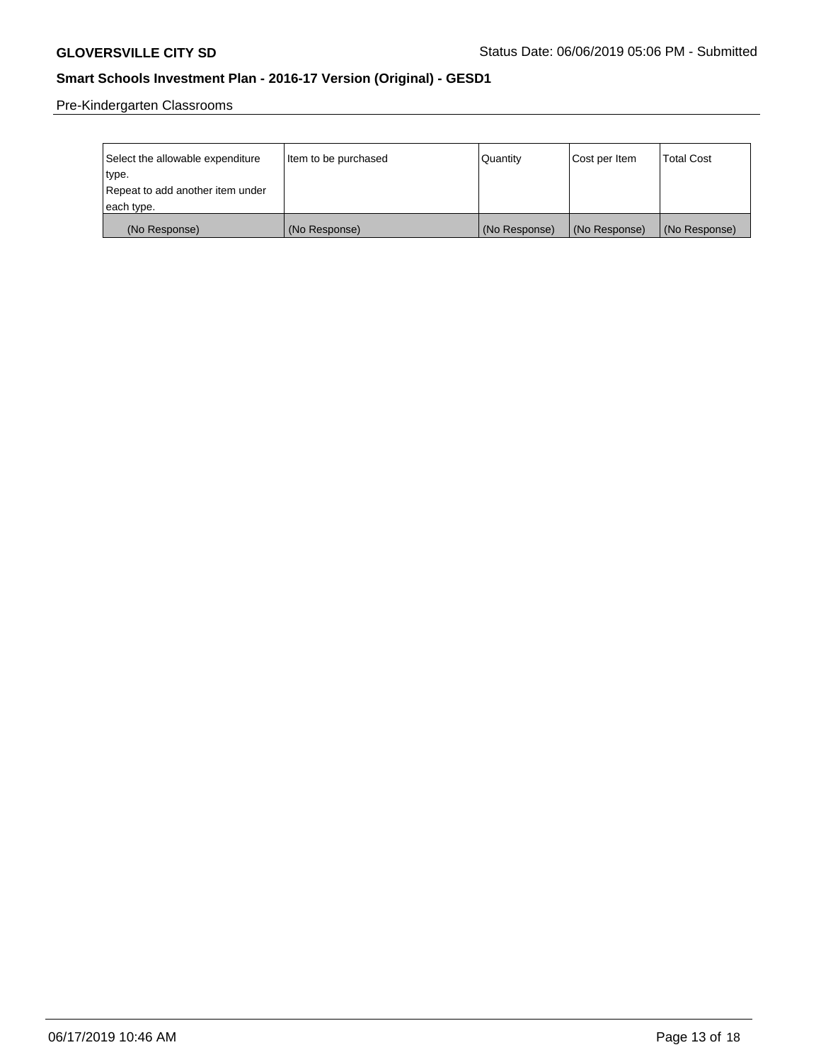Pre-Kindergarten Classrooms

| Select the allowable expenditure type. Repeat to add another item under each type. | Item to be purchased | Quantity | Cost per Item | Total Cost |
|---|---|---|---|---|
| (No Response) | (No Response) | (No Response) | (No Response) | (No Response) |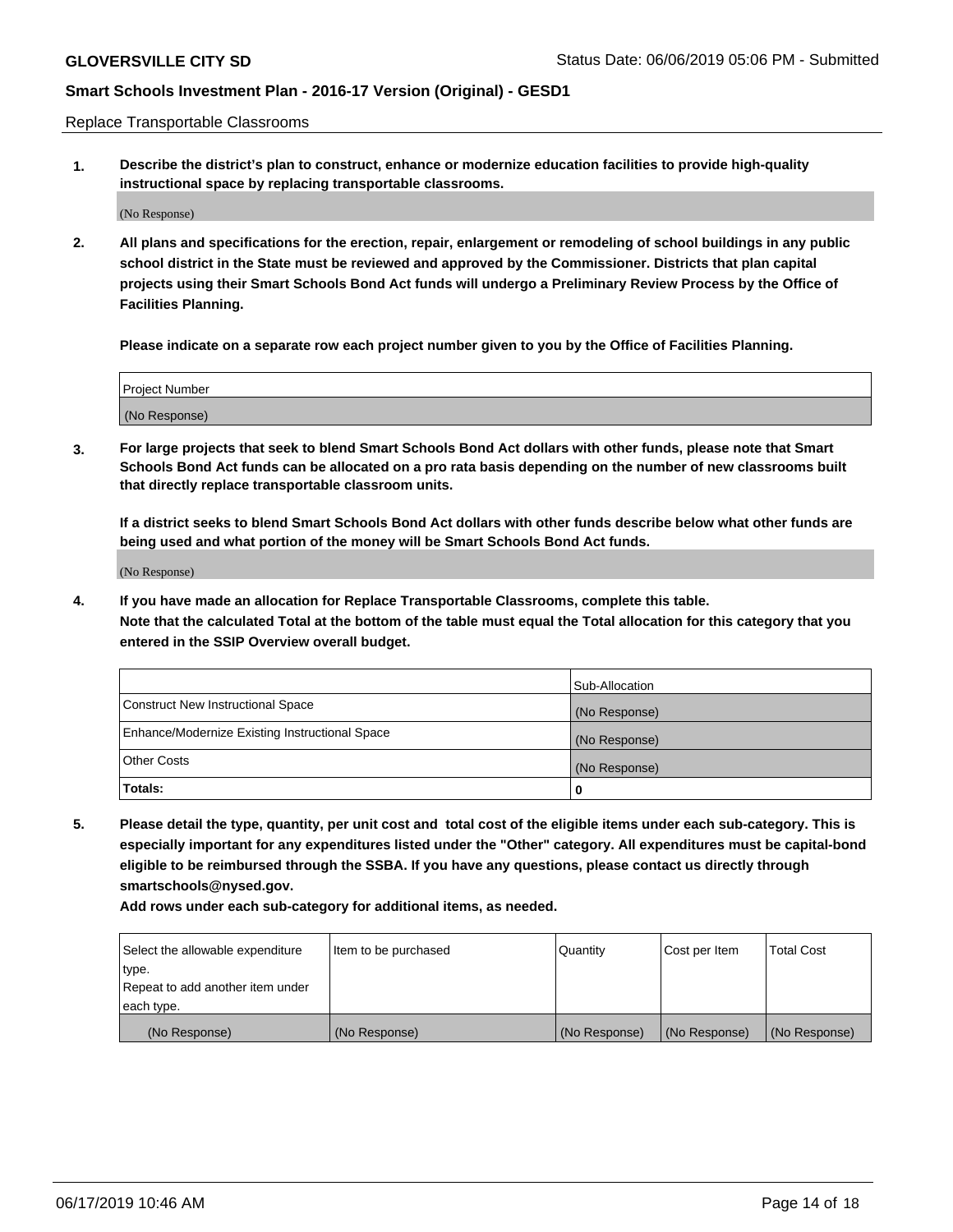Replace Transportable Classrooms

1. **Describe the district's plan to construct, enhance or modernize education facilities to provide high-quality instructional space by replacing transportable classrooms.**

(No Response)

2. **All plans and specifications for the erection, repair, enlargement or remodeling of school buildings in any public school district in the State must be reviewed and approved by the Commissioner. Districts that plan capital projects using their Smart Schools Bond Act funds will undergo a Preliminary Review Process by the Office of Facilities Planning.**

**Please indicate on a separate row each project number given to you by the Office of Facilities Planning.**

| Project Number |
|---|
| (No Response) |

3. **For large projects that seek to blend Smart Schools Bond Act dollars with other funds, please note that Smart Schools Bond Act funds can be allocated on a pro rata basis depending on the number of new classrooms built that directly replace transportable classroom units.**

**If a district seeks to blend Smart Schools Bond Act dollars with other funds describe below what other funds are being used and what portion of the money will be Smart Schools Bond Act funds.**

(No Response)

4. **If you have made an allocation for Replace Transportable Classrooms, complete this table.**
**Note that the calculated Total at the bottom of the table must equal the Total allocation for this category that you entered in the SSIP Overview overall budget.**

| | Sub-Allocation |
|---|---|
| Construct New Instructional Space | (No Response) |
| Enhance/Modernize Existing Instructional Space | (No Response) |
| Other Costs | (No Response) |
| **Totals:** | **0** |

5. **Please detail the type, quantity, per unit cost and total cost of the eligible items under each sub-category. This is especially important for any expenditures listed under the "Other" category. All expenditures must be capital-bond eligible to be reimbursed through the SSBA. If you have any questions, please contact us directly through smartschools@nysed.gov.**

**Add rows under each sub-category for additional items, as needed.**

| Select the allowable expenditure type. Repeat to add another item under each type. | Item to be purchased | Quantity | Cost per Item | Total Cost |
|---|---|---|---|---|
| (No Response) | (No Response) | (No Response) | (No Response) | (No Response) |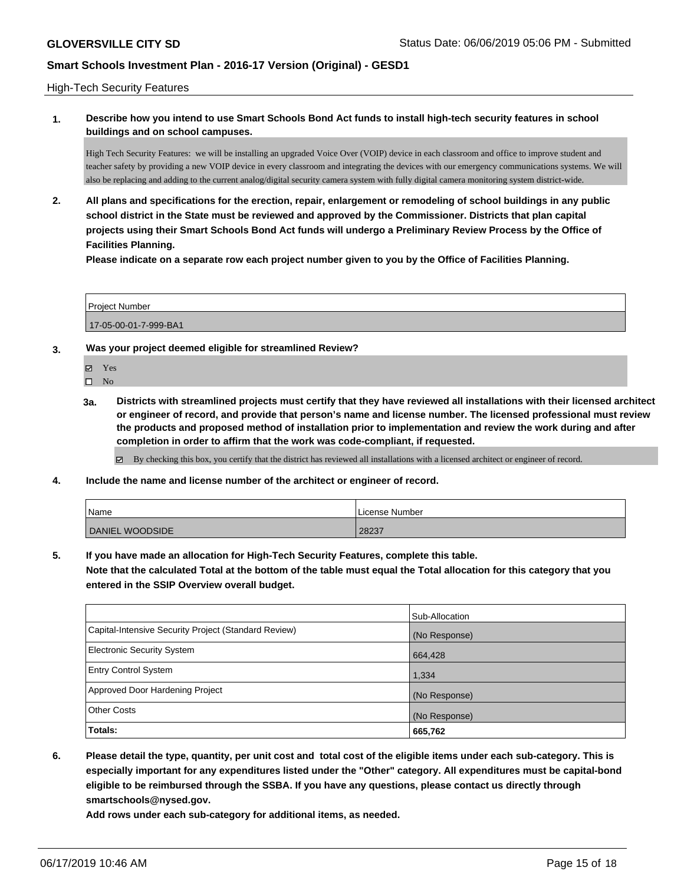High-Tech Security Features

**1. Describe how you intend to use Smart Schools Bond Act funds to install high-tech security features in school buildings and on school campuses.**

High Tech Security Features: we will be installing an upgraded Voice Over (VOIP) device in each classroom and office to improve student and teacher safety by providing a new VOIP device in every classroom and integrating the devices with our emergency communications systems. We will also be replacing and adding to the current analog/digital security camera system with fully digital camera monitoring system district-wide.

**2. All plans and specifications for the erection, repair, enlargement or remodeling of school buildings in any public school district in the State must be reviewed and approved by the Commissioner. Districts that plan capital projects using their Smart Schools Bond Act funds will undergo a Preliminary Review Process by the Office of Facilities Planning.**

**Please indicate on a separate row each project number given to you by the Office of Facilities Planning.**

| Project Number |
| --- |
| 17-05-00-01-7-999-BA1 |

**3. Was your project deemed eligible for streamlined Review?**

- ☑ Yes
- ☐ No

**3a. Districts with streamlined projects must certify that they have reviewed all installations with their licensed architect or engineer of record, and provide that person's name and license number. The licensed professional must review the products and proposed method of installation prior to implementation and review the work during and after completion in order to affirm that the work was code-compliant, if requested.**

☑ By checking this box, you certify that the district has reviewed all installations with a licensed architect or engineer of record.

**4. Include the name and license number of the architect or engineer of record.**

| Name | License Number |
| --- | --- |
| DANIEL WOODSIDE | 28237 |

**5. If you have made an allocation for High-Tech Security Features, complete this table.**
**Note that the calculated Total at the bottom of the table must equal the Total allocation for this category that you entered in the SSIP Overview overall budget.**

| | Sub-Allocation |
| --- | --- |
| Capital-Intensive Security Project (Standard Review) | (No Response) |
| Electronic Security System | 664,428 |
| Entry Control System | 1,334 |
| Approved Door Hardening Project | (No Response) |
| Other Costs | (No Response) |
| **Totals:** | **665,762** |

**6. Please detail the type, quantity, per unit cost and total cost of the eligible items under each sub-category. This is especially important for any expenditures listed under the "Other" category. All expenditures must be capital-bond eligible to be reimbursed through the SSBA. If you have any questions, please contact us directly through smartschools@nysed.gov.**

**Add rows under each sub-category for additional items, as needed.**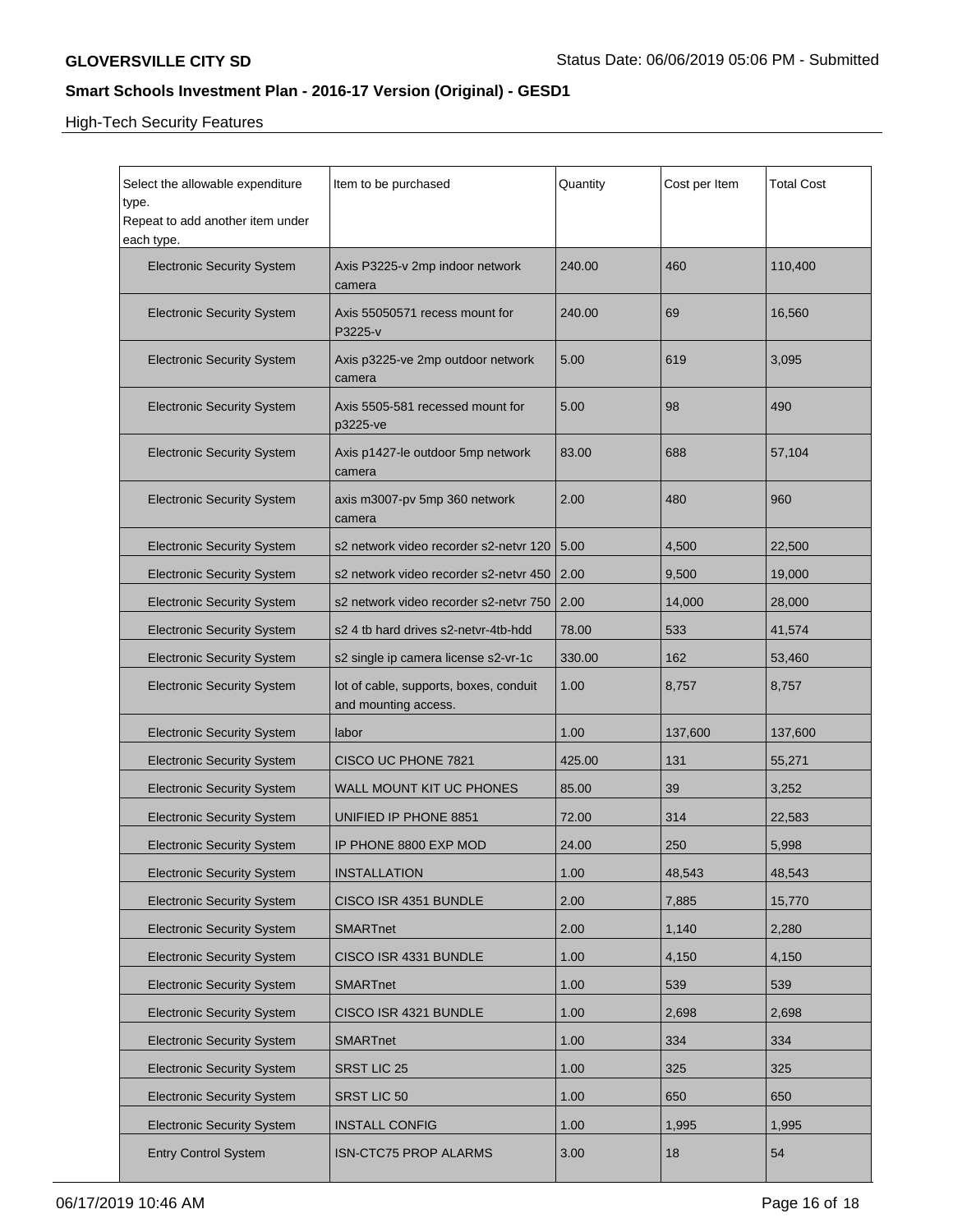High-Tech Security Features

| Select the allowable expenditure type. Repeat to add another item under each type. | Item to be purchased | Quantity | Cost per Item | Total Cost |
|---|---|---|---|---|
| Electronic Security System | Axis P3225-v 2mp indoor network camera | 240.00 | 460 | 110,400 |
| Electronic Security System | Axis 55050571 recess mount for P3225-v | 240.00 | 69 | 16,560 |
| Electronic Security System | Axis p3225-ve 2mp outdoor network camera | 5.00 | 619 | 3,095 |
| Electronic Security System | Axis 5505-581 recessed mount for p3225-ve | 5.00 | 98 | 490 |
| Electronic Security System | Axis p1427-le outdoor 5mp network camera | 83.00 | 688 | 57,104 |
| Electronic Security System | axis m3007-pv 5mp 360 network camera | 2.00 | 480 | 960 |
| Electronic Security System | s2 network video recorder s2-netvr 120 | 5.00 | 4,500 | 22,500 |
| Electronic Security System | s2 network video recorder s2-netvr 450 | 2.00 | 9,500 | 19,000 |
| Electronic Security System | s2 network video recorder s2-netvr 750 | 2.00 | 14,000 | 28,000 |
| Electronic Security System | s2 4 tb hard drives s2-netvr-4tb-hdd | 78.00 | 533 | 41,574 |
| Electronic Security System | s2 single ip camera license s2-vr-1c | 330.00 | 162 | 53,460 |
| Electronic Security System | lot of cable, supports, boxes, conduit and mounting access. | 1.00 | 8,757 | 8,757 |
| Electronic Security System | labor | 1.00 | 137,600 | 137,600 |
| Electronic Security System | CISCO UC PHONE 7821 | 425.00 | 131 | 55,271 |
| Electronic Security System | WALL MOUNT KIT UC PHONES | 85.00 | 39 | 3,252 |
| Electronic Security System | UNIFIED IP PHONE 8851 | 72.00 | 314 | 22,583 |
| Electronic Security System | IP PHONE 8800 EXP MOD | 24.00 | 250 | 5,998 |
| Electronic Security System | INSTALLATION | 1.00 | 48,543 | 48,543 |
| Electronic Security System | CISCO ISR 4351 BUNDLE | 2.00 | 7,885 | 15,770 |
| Electronic Security System | SMARTnet | 2.00 | 1,140 | 2,280 |
| Electronic Security System | CISCO ISR 4331 BUNDLE | 1.00 | 4,150 | 4,150 |
| Electronic Security System | SMARTnet | 1.00 | 539 | 539 |
| Electronic Security System | CISCO ISR 4321 BUNDLE | 1.00 | 2,698 | 2,698 |
| Electronic Security System | SMARTnet | 1.00 | 334 | 334 |
| Electronic Security System | SRST LIC 25 | 1.00 | 325 | 325 |
| Electronic Security System | SRST LIC 50 | 1.00 | 650 | 650 |
| Electronic Security System | INSTALL CONFIG | 1.00 | 1,995 | 1,995 |
| Entry Control System | ISN-CTC75 PROP ALARMS | 3.00 | 18 | 54 |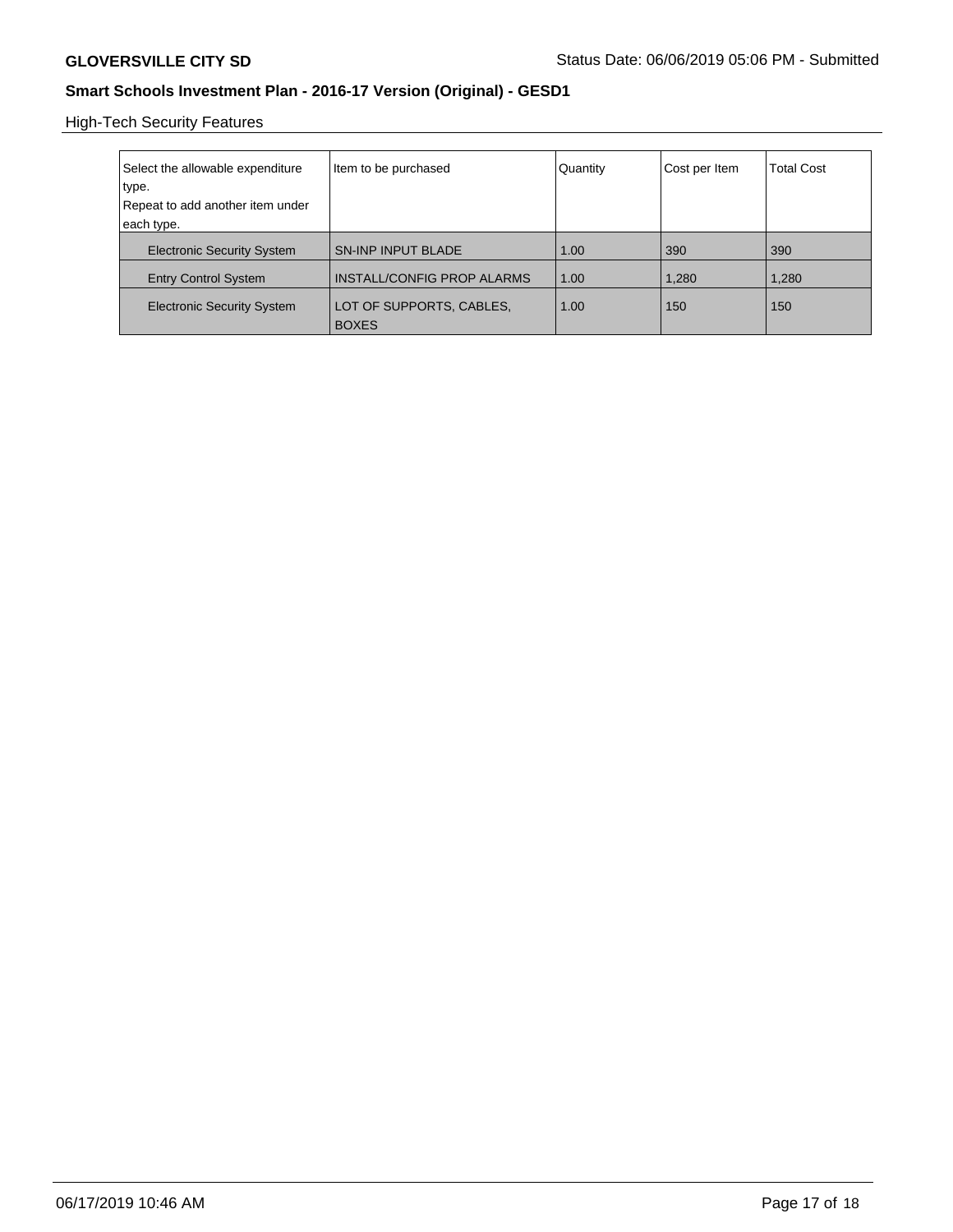High-Tech Security Features

| Select the allowable expenditure type. Repeat to add another item under each type. | Item to be purchased | Quantity | Cost per Item | Total Cost |
| --- | --- | --- | --- | --- |
| Electronic Security System | SN-INP INPUT BLADE | 1.00 | 390 | 390 |
| Entry Control System | INSTALL/CONFIG PROP ALARMS | 1.00 | 1,280 | 1,280 |
| Electronic Security System | LOT OF SUPPORTS, CABLES, BOXES | 1.00 | 150 | 150 |